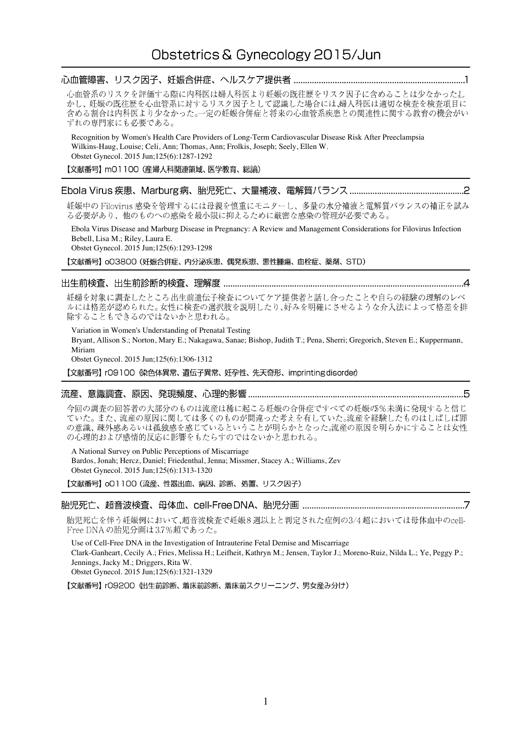# Obstetrics & Gynecology 2015/Jun

## 心血管障害、リスク因子、妊娠合併症、ヘルスケア提供者 ........................................................................1

心血管系のリスクを評価する際に内科医は婦人科医より妊娠の既往歴をリスク因子に含めることは少なかった。しかし、妊娠の既往歴を心血管系に対するリスク因子として認識した場合には、婦人科医は適切な検査を検査項目に含める割合は内科医より少なかった。一定の妊娠合併症と将来の心血管系疾患との関連性に関する教育の機会がいずれの専門家にも必要である。

Recognition by Women's Health Care Providers of Long-Term Cardiovascular Disease Risk After Preeclampsia
Wilkins-Haug, Louise; Celi, Ann; Thomas, Ann; Frolkis, Joseph; Seely, Ellen W.
Obstet Gynecol. 2015 Jun;125(6):1287-1292

【文献番号】m01100（産婦人科関連領域、医学教育、総論）

## Ebola Virus 疾患、Marburg病、胎児死亡、大量補液、電解質バランス ................................................2

妊娠中の Filovirus 感染を管理するには母親を慎重にモニターし、多量の水分補液と電解質バランスの補正を試みる必要があり、他のものへの感染を最小限に抑えるために厳密な感染の管理が必要である。

Ebola Virus Disease and Marburg Disease in Pregnancy: A Review and Management Considerations for Filovirus Infection
Bebell, Lisa M.; Riley, Laura E.
Obstet Gynecol. 2015 Jun;125(6):1293-1298

【文献番号】o03800（妊娠合併症、内分泌疾患、偶発疾患、悪性腫瘍、血栓症、薬剤、STD）

## 出生前検査、出生前診断的検査、理解度 ........................................................................................................4

妊婦を対象に調査したところ出生前遺伝子検査についてケア提供者と話し合ったことや自らの経験の理解のレベルには格差が認められた。女性に検査の選択肢を説明したり、好みを明確にさせるような介入法によって格差を排除することもできるのではないかと思われる。

Variation in Women's Understanding of Prenatal Testing
Bryant, Allison S.; Norton, Mary E.; Nakagawa, Sanae; Bishop, Judith T.; Pena, Sherri; Gregorich, Steven E.; Kuppermann, Miriam
Obstet Gynecol. 2015 Jun;125(6):1306-1312

【文献番号】r09100（染色体異常、遺伝子異常、妊孕性、先天奇形、imprinting disorder）

## 流産、意識調査、原因、発現頻度、心理的影響 ............................................................................................5

今回の調査の回答者の大部分のものは流産は稀に起こる妊娠の合併症ですべての妊娠の5％未満に発現すると信じていた。また、流産の原因に関しては多くのものが間違った考えを有していた。流産を経験したものはしばしば罪の意識、疎外感あるいは孤独感を感じているということが明らかとなった。流産の原因を明らかにすることは女性の心理的および感情的反応に影響をもたらすのではないかと思われる。

A National Survey on Public Perceptions of Miscarriage
Bardos, Jonah; Hercz, Daniel; Friedenthal, Jenna; Missmer, Stacey A.; Williams, Zev
Obstet Gynecol. 2015 Jun;125(6):1313-1320

【文献番号】o01100（流産、性器出血、病因、診断、処置、リスク因子）

## 胎児死亡、超音波検査、母体血、cell-Free DNA、胎児分画 .....................................................................7

胎児死亡を伴う妊娠例において、超音波検査で妊娠8週以上と判定された症例の3/4超においては母体血中のcell-Free DNA の胎児分画は3.7％超であった。

Use of Cell-Free DNA in the Investigation of Intrauterine Fetal Demise and Miscarriage
Clark-Ganheart, Cecily A.; Fries, Melissa H.; Leifheit, Kathryn M.; Jensen, Taylor J.; Moreno-Ruiz, Nilda L.; Ye, Peggy P.; Jennings, Jacky M.; Driggers, Rita W.
Obstet Gynecol. 2015 Jun;125(6):1321-1329

【文献番号】r09200（出生前診断、着床前診断、着床前スクリーニング、男女産み分け）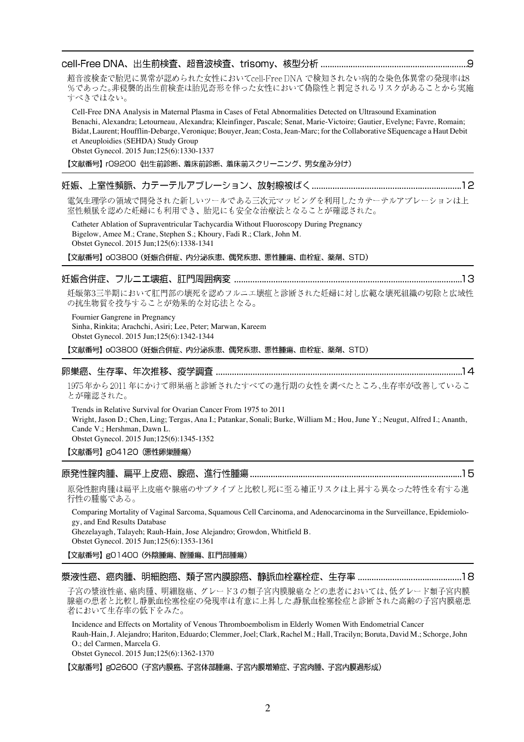## cell-Free DNA、出生前検査、超音波検査、trisomy、核型分析 ..............................................................9

超音波検査で胎児に異常が認められた女性においてcell-Free DNA で検知されない病的な染色体異常の発現率は8%であった。非侵襲的出生前検査は胎児奇形を伴った女性において偽陰性と判定されるリスクがあることから実施すべきではない。

Cell-Free DNA Analysis in Maternal Plasma in Cases of Fetal Abnormalities Detected on Ultrasound Examination
Benachi, Alexandra; Letourneau, Alexandra; Kleinfinger, Pascale; Senat, Marie-Victoire; Gautier, Evelyne; Favre, Romain; Bidat, Laurent; Houfflin-Debarge, Veronique; Bouyer, Jean; Costa, Jean-Marc; for the Collaborative SEquencage a Haut Debit et Aneuploidies (SEHDA) Study Group
Obstet Gynecol. 2015 Jun;125(6):1330-1337

【文献番号】r09200（出生前診断、着床前診断、着床前スクリーニング、男女産み分け）

## 妊娠、上室性頻脈、カテーテルアブレーション、放射線被ばく................................................................12

電気生理学の領域で開発された新しいツールである三次元マッピングを利用したカテーテルアブレーションは上室性頻脈を認めた妊婦にも利用でき、胎児にも安全な治療法となることが確認された。

Catheter Ablation of Supraventricular Tachycardia Without Fluoroscopy During Pregnancy
Bigelow, Amee M.; Crane, Stephen S.; Khoury, Fadi R.; Clark, John M.
Obstet Gynecol. 2015 Jun;125(6):1338-1341

【文献番号】o03800（妊娠合併症、内分泌疾患、偶発疾患、悪性腫瘍、血栓症、薬剤、STD）

## 妊娠合併症、フルニエ壊疽、肛門周囲病変 ..................................................................................................13

妊娠第3三半期において肛門部の壊死を認めフルニエ壊疽と診断された妊婦に対し広範な壊死組織の切除と広域性の抗生物質を投与することが効果的な対応法となる。

Fournier Gangrene in Pregnancy
Sinha, Rinkita; Arachchi, Asiri; Lee, Peter; Marwan, Kareem
Obstet Gynecol. 2015 Jun;125(6):1342-1344

【文献番号】o03800（妊娠合併症、内分泌疾患、偶発疾患、悪性腫瘍、血栓症、薬剤、STD）

## 卵巣癌、生存率、年次推移、疫学調査 ..........................................................................................................14

1975年から2011年にかけて卵巣癌と診断されたすべての進行期の女性を調べたところ、生存率が改善していることが確認された。

Trends in Relative Survival for Ovarian Cancer From 1975 to 2011
Wright, Jason D.; Chen, Ling; Tergas, Ana I.; Patankar, Sonali; Burke, William M.; Hou, June Y.; Neugut, Alfred I.; Ananth, Cande V.; Hershman, Dawn L.
Obstet Gynecol. 2015 Jun;125(6):1345-1352

【文献番号】g04120（悪性卵巣腫瘍）

## 原発性腟肉腫、扁平上皮癌、腺癌、進行性腫瘍............................................................................................15

原発性腟肉腫は扁平上皮癌や腺癌のサブタイプと比較し死に至る補正リスクは上昇する異なった特性を有する進行性の腫瘍である。

Comparing Mortality of Vaginal Sarcoma, Squamous Cell Carcinoma, and Adenocarcinoma in the Surveillance, Epidemiology, and End Results Database
Ghezelayagh, Talayeh; Rauh-Hain, Jose Alejandro; Growdon, Whitfield B.
Obstet Gynecol. 2015 Jun;125(6):1353-1361

【文献番号】g01400（外陰腫瘍、腟腫瘍、肛門部腫瘍）

## 漿液性癌、癌肉腫、明細胞癌、類子宮内膜腺癌、静脈血栓塞栓症、生存率 ............................................18

子宮の漿液性癌、癌肉腫、明細胞癌、グレード3の類子宮内膜腺癌などの患者においては、低グレード類子宮内膜腺癌の患者と比較し静脈血栓塞栓症の発現率は有意に上昇した.静脈血栓塞栓症と診断された高齢の子宮内膜癌患者において生存率の低下をみた。

Incidence and Effects on Mortality of Venous Thromboembolism in Elderly Women With Endometrial Cancer
Rauh-Hain, J. Alejandro; Hariton, Eduardo; Clemmer, Joel; Clark, Rachel M.; Hall, Tracilyn; Boruta, David M.; Schorge, John O.; del Carmen, Marcela G.
Obstet Gynecol. 2015 Jun;125(6):1362-1370

【文献番号】g02600（子宮内膜癌、子宮体部腫瘍、子宮内膜増殖症、子宮肉腫、子宮内膜過形成）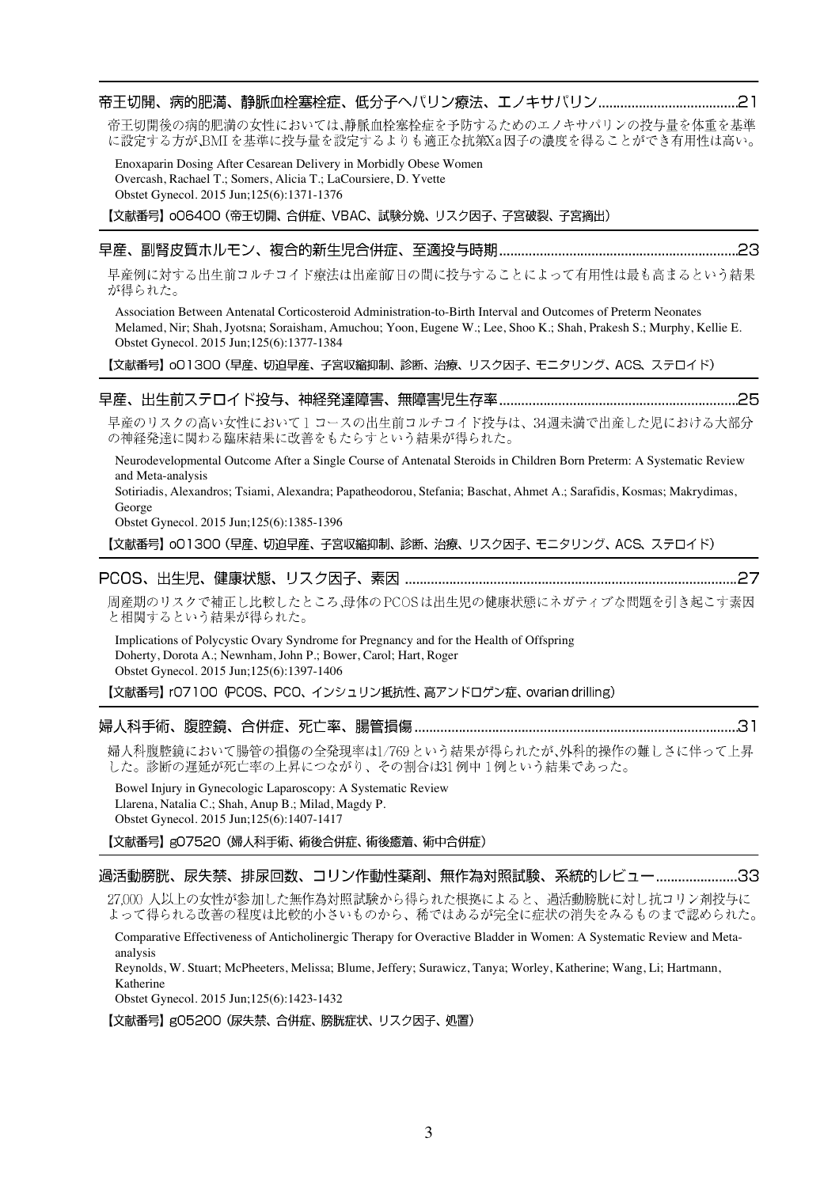## 帝王切開、病的肥満、静脈血栓塞栓症、低分子ヘパリン療法、エノキサパリン.....................................21

帝王切開後の病的肥満の女性においては,静脈血栓塞栓症を予防するためのエノキサパリンの投与量を体重を基準に設定する方が,BMI を基準に投与量を設定するよりも適正な抗第Xa因子の濃度を得ることができ有用性は高い。

Enoxaparin Dosing After Cesarean Delivery in Morbidly Obese Women
Overcash, Rachael T.; Somers, Alicia T.; LaCoursiere, D. Yvette
Obstet Gynecol. 2015 Jun;125(6):1371-1376

【文献番号】o06400（帝王切開、合併症、VBAC、試験分娩、リスク因子、子宮破裂、子宮摘出）

## 早産、副腎皮質ホルモン、複合的新生児合併症、至適投与時期................................................................23

早産例に対する出生前コルチコイド療法は出産前7日の間に投与することによって有用性は最も高まるという結果が得られた。

Association Between Antenatal Corticosteroid Administration-to-Birth Interval and Outcomes of Preterm Neonates
Melamed, Nir; Shah, Jyotsna; Soraisham, Amuchou; Yoon, Eugene W.; Lee, Shoo K.; Shah, Prakesh S.; Murphy, Kellie E.
Obstet Gynecol. 2015 Jun;125(6):1377-1384

【文献番号】o01300（早産、切迫早産、子宮収縮抑制、診断、治療、リスク因子、モニタリング、ACS、ステロイド）

## 早産、出生前ステロイド投与、神経発達障害、無障害児生存率...............................................................25

早産のリスクの高い女性において 1 コースの出生前コルチコイド投与は、34週未満で出産した児における大部分の神経発達に関わる臨床結果に改善をもたらすという結果が得られた。

Neurodevelopmental Outcome After a Single Course of Antenatal Steroids in Children Born Preterm: A Systematic Review and Meta-analysis
Sotiriadis, Alexandros; Tsiami, Alexandra; Papatheodorou, Stefania; Baschat, Ahmet A.; Sarafidis, Kosmas; Makrydimas, George
Obstet Gynecol. 2015 Jun;125(6):1385-1396

【文献番号】o01300（早産、切迫早産、子宮収縮抑制、診断、治療、リスク因子、モニタリング、ACS、ステロイド）

## PCOS、出生児、健康状態、リスク因子、素因 .........................................................................................27

周産期のリスクで補正し比較したところ,母体のPCOSは出生児の健康状態にネガティブな問題を引き起こす素因と相関するという結果が得られた。

Implications of Polycystic Ovary Syndrome for Pregnancy and for the Health of Offspring
Doherty, Dorota A.; Newnham, John P.; Bower, Carol; Hart, Roger
Obstet Gynecol. 2015 Jun;125(6):1397-1406

【文献番号】r07100（PCOS、PCO、インシュリン抵抗性、高アンドロゲン症、ovarian drilling）

## 婦人科手術、腹腔鏡、合併症、死亡率、腸管損傷......................................................................................31

婦人科腹腔鏡において腸管の損傷の全発現率は1/769という結果が得られたが,外科的操作の難しさに伴って上昇した。診断の遅延が死亡率の上昇につながり、その割合は31例中 1 例という結果であった。

Bowel Injury in Gynecologic Laparoscopy: A Systematic Review
Llarena, Natalia C.; Shah, Anup B.; Milad, Magdy P.
Obstet Gynecol. 2015 Jun;125(6):1407-1417

【文献番号】g07520（婦人科手術、術後合併症、術後癒着、術中合併症）

## 過活動膀胱、尿失禁、排尿回数、コリン作動性薬剤、無作為対照試験、系統的レビュー......................33

27,000 人以上の女性が参加した無作為対照試験から得られた根拠によると、過活動膀胱に対し抗コリン剤投与によって得られる改善の程度は比較的小さいものから、稀ではあるが完全に症状の消失をみるものまで認められた。

Comparative Effectiveness of Anticholinergic Therapy for Overactive Bladder in Women: A Systematic Review and Meta-analysis
Reynolds, W. Stuart; McPheeters, Melissa; Blume, Jeffery; Surawicz, Tanya; Worley, Katherine; Wang, Li; Hartmann, Katherine
Obstet Gynecol. 2015 Jun;125(6):1423-1432

【文献番号】g05200（尿失禁、合併症、膀胱症状、リスク因子、処置）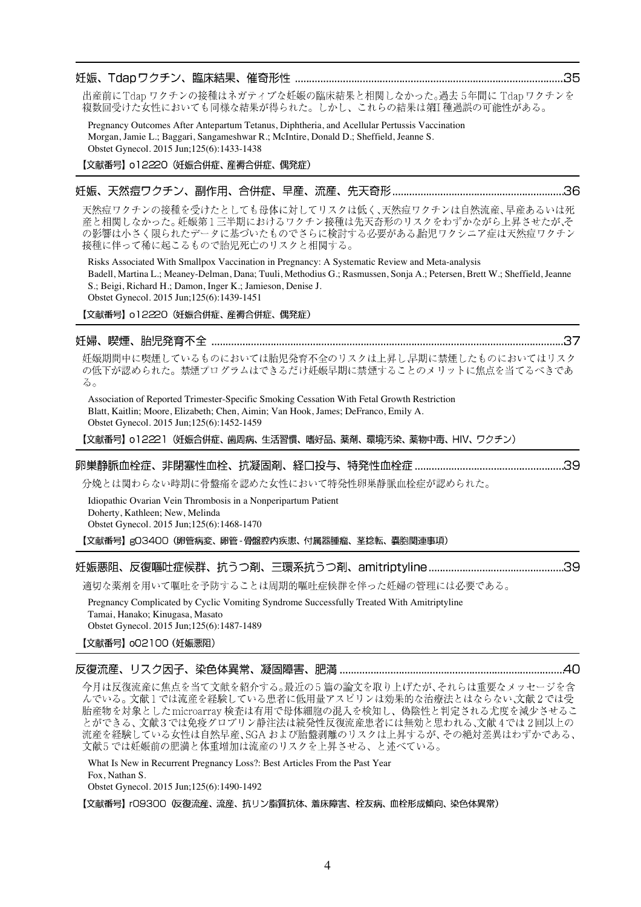## 妊娠、Tdapワクチン、臨床結果、催奇形性 ........................................................................................35

出産前にTdap ワクチンの接種はネガティブな妊娠の臨床結果と相関しなかった。過去5年間に Tdapワクチンを複数回受けた女性においても同様な結果が得られた。しかし、これらの結果は第Ⅰ種過誤の可能性がある。

Pregnancy Outcomes After Antepartum Tetanus, Diphtheria, and Acellular Pertussis Vaccination
Morgan, Jamie L.; Baggari, Sangameshwar R.; McIntire, Donald D.; Sheffield, Jeanne S.
Obstet Gynecol. 2015 Jun;125(6):1433-1438

【文献番号】o12220（妊娠合併症、産褥合併症、偶発症）

## 妊娠、天然痘ワクチン、副作用、合併症、早産、流産、先天奇形............................................................36

天然痘ワクチンの接種を受けたとしても母体に対してリスクは低く、天然痘ワクチンは自然流産、早産あるいは死産と相関しなかった。妊娠第1三半期におけるワクチン接種は先天奇形のリスクをわずかながら上昇させたが,その影響は小さく限られたデータに基づいたものでさらに検討する必要がある.胎児ワクシニア症は天然痘ワクチン接種に伴って稀に起こるもので胎児死亡のリスクと相関する。

Risks Associated With Smallpox Vaccination in Pregnancy: A Systematic Review and Meta-analysis
Badell, Martina L.; Meaney-Delman, Dana; Tuuli, Methodius G.; Rasmussen, Sonja A.; Petersen, Brett W.; Sheffield, Jeanne S.; Beigi, Richard H.; Damon, Inger K.; Jamieson, Denise J.
Obstet Gynecol. 2015 Jun;125(6):1439-1451

【文献番号】o12220（妊娠合併症、産褥合併症、偶発症）

## 妊婦、喫煙、胎児発育不全 ..........................................................................................................................37

妊娠期間中に喫煙しているものにおいては胎児発育不全のリスクは上昇し,早期に禁煙したものにおいてはリスクの低下が認められた。禁煙プログラムはできるだけ妊娠早期に禁煙することのメリットに焦点を当てるべきである。

Association of Reported Trimester-Specific Smoking Cessation With Fetal Growth Restriction
Blatt, Kaitlin; Moore, Elizabeth; Chen, Aimin; Van Hook, James; DeFranco, Emily A.
Obstet Gynecol. 2015 Jun;125(6):1452-1459

【文献番号】o12221（妊娠合併症、歯周病、生活習慣、嗜好品、薬剤、環境汚染、薬物中毒、HIV、ワクチン）

## 卵巣静脈血栓症、非閉塞性血栓、抗凝固剤、経口投与、特発性血栓症 ....................................................39

分娩とは関わらない時期に骨盤痛を認めた女性において特発性卵巣静脈血栓症が認められた。

Idiopathic Ovarian Vein Thrombosis in a Nonperipartum Patient
Doherty, Kathleen; New, Melinda
Obstet Gynecol. 2015 Jun;125(6):1468-1470

【文献番号】g03400（卵管病変、卵管 - 骨盤腔内疾患、付属器腫瘤、茎捻転、嚢胞関連事項）

## 妊娠悪阻、反復嘔吐症候群、抗うつ剤、三環系抗うつ剤、amitriptyline................................................39

適切な薬剤を用いて嘔吐を予防することは周期的嘔吐症候群を伴った妊婦の管理には必要である。

Pregnancy Complicated by Cyclic Vomiting Syndrome Successfully Treated With Amitriptyline
Tamai, Hanako; Kinugasa, Masato
Obstet Gynecol. 2015 Jun;125(6):1487-1489

【文献番号】o02100（妊娠悪阻）

## 反復流産、リスク因子、染色体異常、凝固障害、肥満 ...............................................................................40

今月は反復流産に焦点を当て文献を紹介する。最近の5篇の論文を取り上げたが、それらは重要なメッセージを含んでいる。文献1では流産を経験している患者に低用量アスピリンは効果的な治療法とはならない,文献2では受胎産物を対象としたmicroarray 検査は有用で母体細胞の混入を検知し、偽陰性と判定される尤度を減少させることができる、文献3では免疫グロブリン静注法は続発性反復流産患者には無効と思われる,文献4では 2回以上の流産を経験している女性は自然早産,SGA および胎盤剥離のリスクは上昇するが、その絶対差異はわずかである、文献5では妊娠前の肥満と体重増加は流産のリスクを上昇させる、と述べている。

What Is New in Recurrent Pregnancy Loss?: Best Articles From the Past Year
Fox, Nathan S.
Obstet Gynecol. 2015 Jun;125(6):1490-1492

【文献番号】r09300（反復流産、流産、抗リン脂質抗体、着床障害、栓友病、血栓形成傾向、染色体異常）